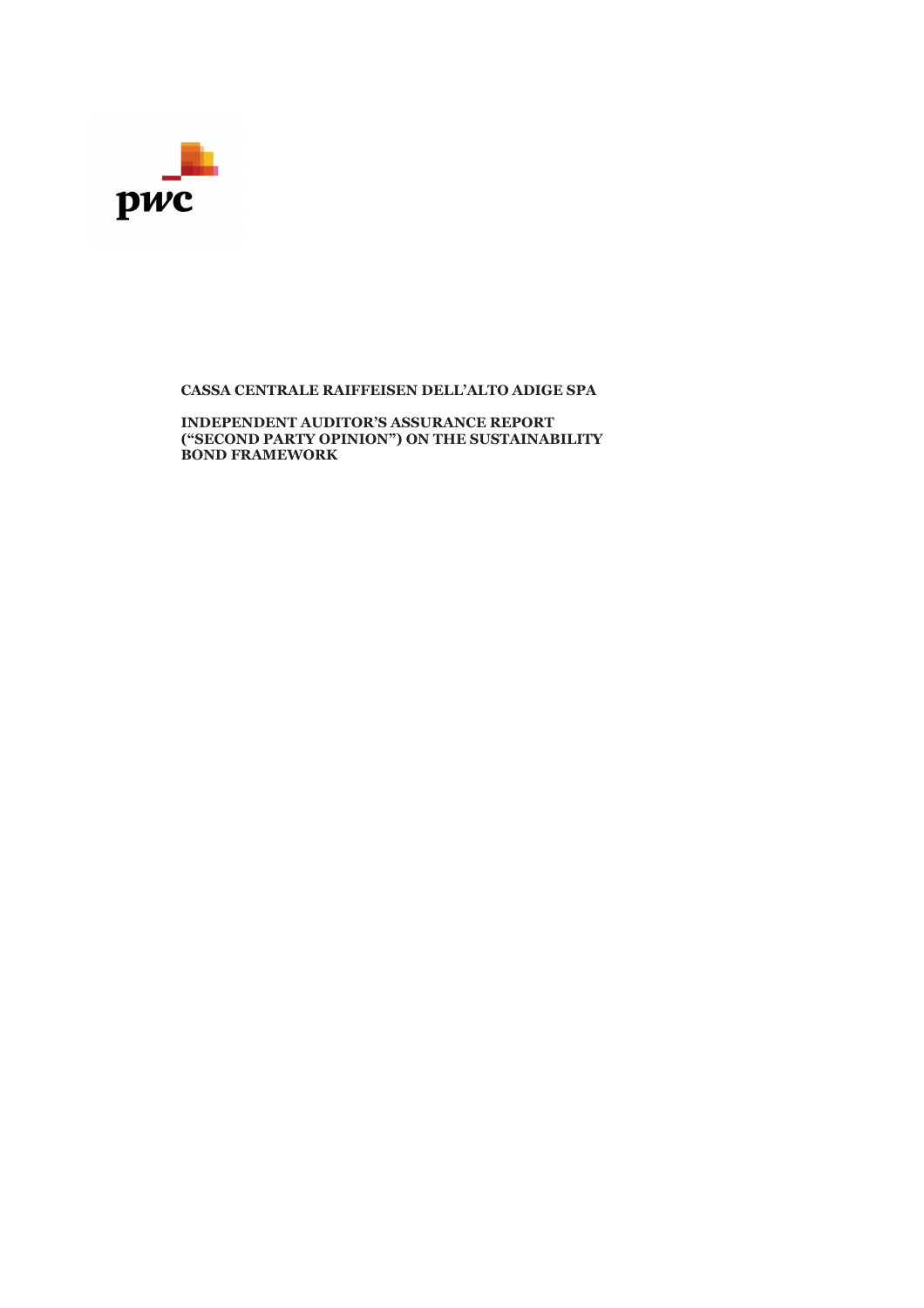**CASSA CENTRALE RAIFFEISEN DELL'ALTO ADIGE SPA**

**INDEPENDENT AUDITOR'S ASSURANCE REPORT ("SECOND PARTY OPINION") ON THE SUSTAINABILITY BOND FRAMEWORK**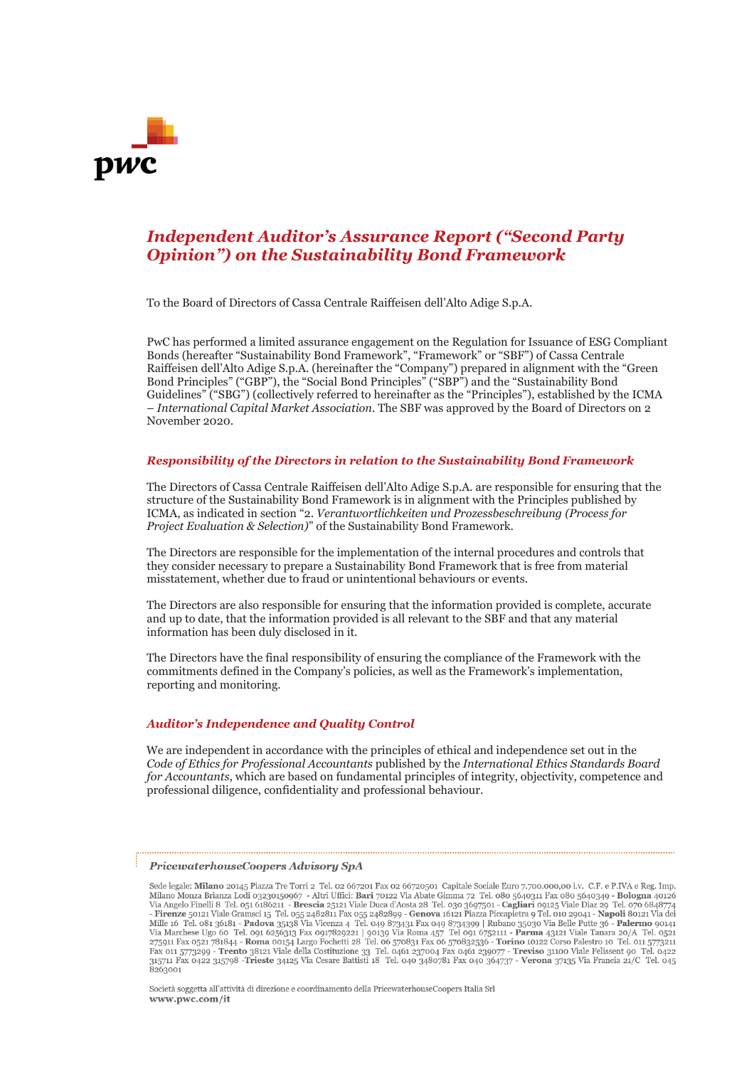# *Independent Auditor's Assurance Report ("Second Party Opinion") on the Sustainability Bond Framework*

To the Board of Directors of Cassa Centrale Raiffeisen dell'Alto Adige S.p.A.

PwC has performed a limited assurance engagement on the Regulation for Issuance of ESG Compliant Bonds (hereafter "Sustainability Bond Framework", "Framework" or "SBF") of Cassa Centrale Raiffeisen dell'Alto Adige S.p.A. (hereinafter the "Company") prepared in alignment with the "Green Bond Principles" ("GBP"), the "Social Bond Principles" ("SBP") and the "Sustainability Bond Guidelines" ("SBG") (collectively referred to hereinafter as the "Principles"), established by the ICMA – *International Capital Market Association*. The SBF was approved by the Board of Directors on 2 November 2020.

## *Responsibility of the Directors in relation to the Sustainability Bond Framework*

The Directors of Cassa Centrale Raiffeisen dell'Alto Adige S.p.A. are responsible for ensuring that the structure of the Sustainability Bond Framework is in alignment with the Principles published by ICMA, as indicated in section "2. *Verantwortlichkeiten und Prozessbeschreibung (Process for Project Evaluation & Selection)*" of the Sustainability Bond Framework.

The Directors are responsible for the implementation of the internal procedures and controls that they consider necessary to prepare a Sustainability Bond Framework that is free from material misstatement, whether due to fraud or unintentional behaviours or events.

The Directors are also responsible for ensuring that the information provided is complete, accurate and up to date, that the information provided is all relevant to the SBF and that any material information has been duly disclosed in it.

The Directors have the final responsibility of ensuring the compliance of the Framework with the commitments defined in the Company's policies, as well as the Framework's implementation, reporting and monitoring.

## *Auditor's Independence and Quality Control*

We are independent in accordance with the principles of ethical and independence set out in the *Code of Ethics for Professional Accountants* published by the *International Ethics Standards Board for Accountants*, which are based on fundamental principles of integrity, objectivity, competence and professional diligence, confidentiality and professional behaviour.

***PricewaterhouseCoopers Advisory SpA***

Sede legale: **Milano** 20145 Piazza Tre Torri 2 Tel. 02 667201 Fax 02 66720501 Capitale Sociale Euro 7.700.000,00 i.v. C.F. e P.IVA e Reg. Imp. Milano Monza Brianza Lodi 03230150967 - Altri Uffici: **Bari** 70122 Via Abate Gimma 72 Tel. 080 5640311 Fax 080 5640349 - **Bologna** 40126 Via Angelo Finelli 8 Tel. 051 6186211 - **Brescia** 25121 Viale Duca d'Aosta 28 Tel. 030 3697501 - **Cagliari** 09125 Viale Diaz 29 Tel. 070 6848774 - **Firenze** 50121 Viale Gramsci 15 Tel. 055 2482811 Fax 055 2482899 - **Genova** 16121 Piazza Piccapietra 9 Tel. 010 29041 - **Napoli** 80121 Via dei Mille 16 Tel. 081 36181 - **Padova** 35138 Via Vicenza 4 Tel. 049 873431 Fax 049 8734399 | Rubano 35030 Via Belle Putte 36 - **Palermo** 90141 Via Marchese Ugo 60 Tel. 091 6256313 Fax 0917829221 | 90139 Via Roma 457 Tel 091 6752111 - **Parma** 43121 Viale Tanara 20/A Tel. 0521 275911 Fax 0521 781844 - **Roma** 00154 Largo Fochetti 28 Tel. 06 570831 Fax 06 570832536 - **Torino** 10122 Corso Palestro 10 Tel. 011 5773211 Fax 011 5773299 - **Trento** 38121 Viale della Costituzione 33 Tel. 0461 237004 Fax 0461 239077 - **Treviso** 31100 Viale Felissent 90 Tel. 0422 315711 Fax 0422 315798 -**Trieste** 34125 Via Cesare Battisti 18 Tel. 040 3480781 Fax 040 364737 - **Verona** 37135 Via Francia 21/C Tel. 045 8263001

Società soggetta all'attività di direzione e coordinamento della PricewaterhouseCoopers Italia Srl
**www.pwc.com/it**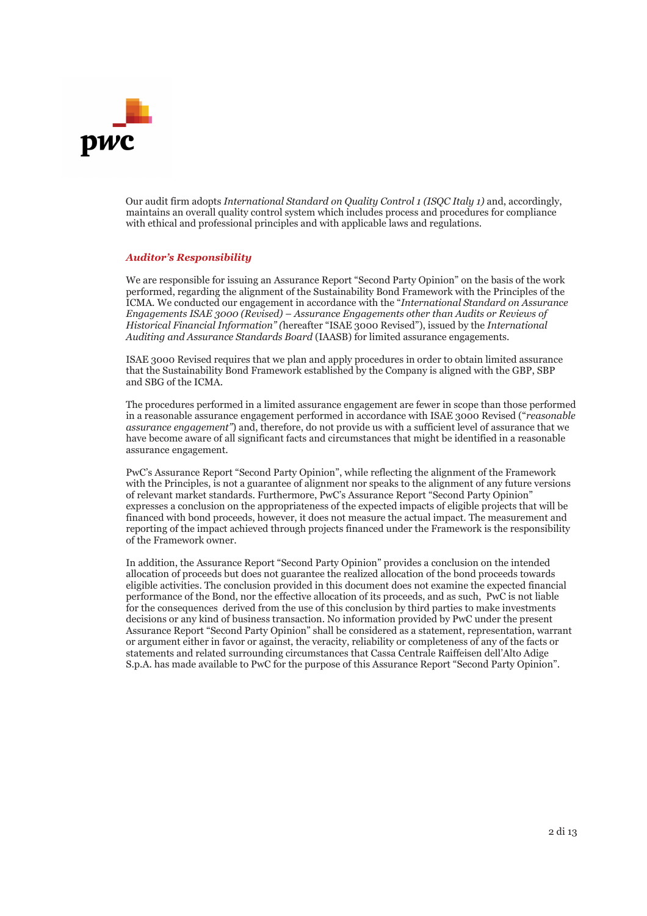Our audit firm adopts *International Standard on Quality Control 1 (ISQC Italy 1)* and, accordingly, maintains an overall quality control system which includes process and procedures for compliance with ethical and professional principles and with applicable laws and regulations.

### *Auditor's Responsibility*

We are responsible for issuing an Assurance Report "Second Party Opinion" on the basis of the work performed, regarding the alignment of the Sustainability Bond Framework with the Principles of the ICMA. We conducted our engagement in accordance with the "*International Standard on Assurance Engagements ISAE 3000 (Revised) – Assurance Engagements other than Audits or Reviews of Historical Financial Information" (*hereafter "ISAE 3000 Revised"), issued by the *International Auditing and Assurance Standards Board* (IAASB) for limited assurance engagements.

ISAE 3000 Revised requires that we plan and apply procedures in order to obtain limited assurance that the Sustainability Bond Framework established by the Company is aligned with the GBP, SBP and SBG of the ICMA.

The procedures performed in a limited assurance engagement are fewer in scope than those performed in a reasonable assurance engagement performed in accordance with ISAE 3000 Revised ("*reasonable assurance engagement"*) and, therefore, do not provide us with a sufficient level of assurance that we have become aware of all significant facts and circumstances that might be identified in a reasonable assurance engagement.

PwC's Assurance Report "Second Party Opinion", while reflecting the alignment of the Framework with the Principles, is not a guarantee of alignment nor speaks to the alignment of any future versions of relevant market standards. Furthermore, PwC's Assurance Report "Second Party Opinion" expresses a conclusion on the appropriateness of the expected impacts of eligible projects that will be financed with bond proceeds, however, it does not measure the actual impact. The measurement and reporting of the impact achieved through projects financed under the Framework is the responsibility of the Framework owner.

In addition, the Assurance Report "Second Party Opinion" provides a conclusion on the intended allocation of proceeds but does not guarantee the realized allocation of the bond proceeds towards eligible activities. The conclusion provided in this document does not examine the expected financial performance of the Bond, nor the effective allocation of its proceeds, and as such, PwC is not liable for the consequences derived from the use of this conclusion by third parties to make investments decisions or any kind of business transaction. No information provided by PwC under the present Assurance Report "Second Party Opinion" shall be considered as a statement, representation, warrant or argument either in favor or against, the veracity, reliability or completeness of any of the facts or statements and related surrounding circumstances that Cassa Centrale Raiffeisen dell'Alto Adige S.p.A. has made available to PwC for the purpose of this Assurance Report "Second Party Opinion".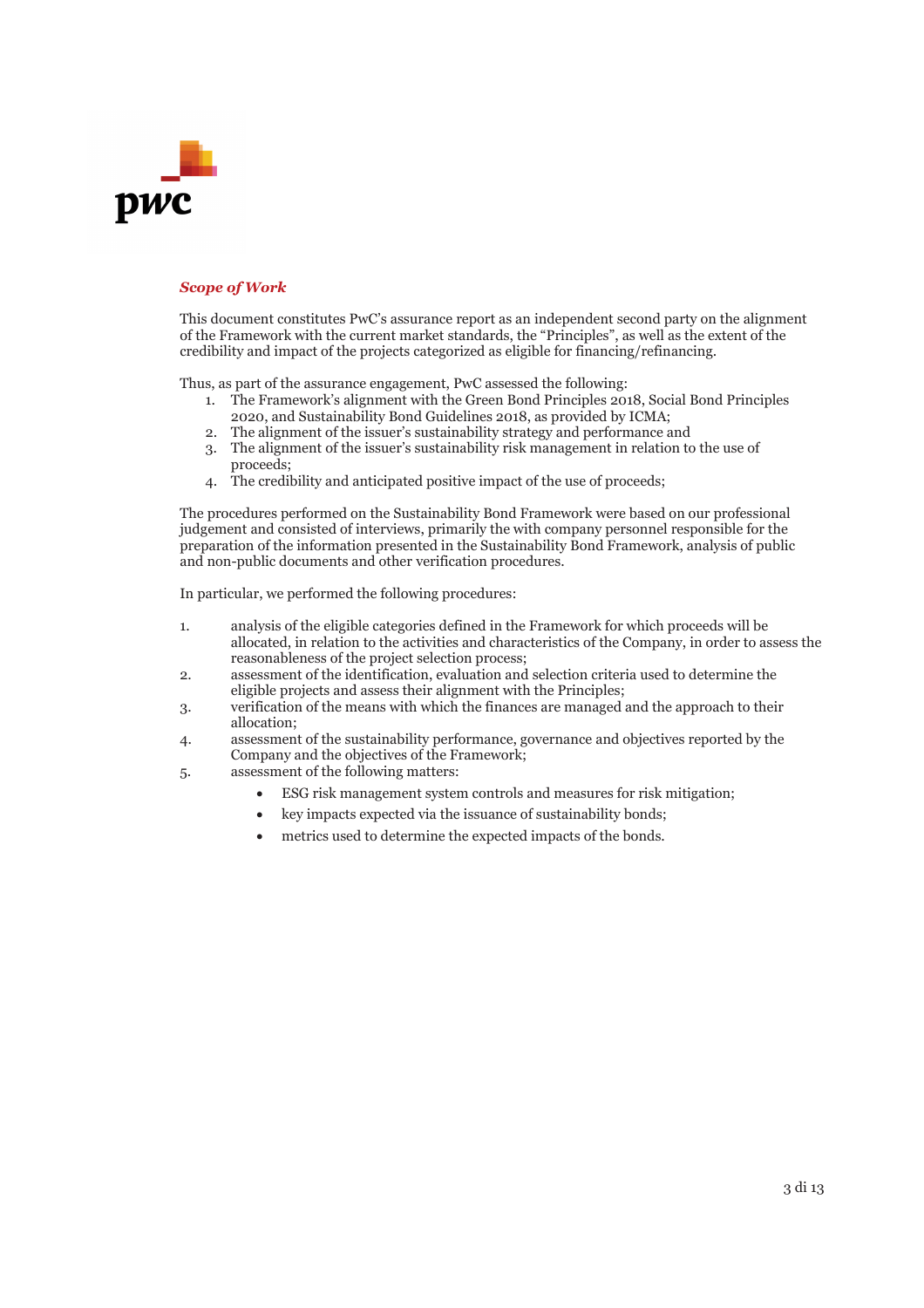***Scope of Work***

This document constitutes PwC's assurance report as an independent second party on the alignment of the Framework with the current market standards, the "Principles", as well as the extent of the credibility and impact of the projects categorized as eligible for financing/refinancing.

Thus, as part of the assurance engagement, PwC assessed the following:

1. The Framework's alignment with the Green Bond Principles 2018, Social Bond Principles 2020, and Sustainability Bond Guidelines 2018, as provided by ICMA;
2. The alignment of the issuer's sustainability strategy and performance and
3. The alignment of the issuer's sustainability risk management in relation to the use of proceeds;
4. The credibility and anticipated positive impact of the use of proceeds;

The procedures performed on the Sustainability Bond Framework were based on our professional judgement and consisted of interviews, primarily the with company personnel responsible for the preparation of the information presented in the Sustainability Bond Framework, analysis of public and non-public documents and other verification procedures.

In particular, we performed the following procedures:

1. analysis of the eligible categories defined in the Framework for which proceeds will be allocated, in relation to the activities and characteristics of the Company, in order to assess the reasonableness of the project selection process;
2. assessment of the identification, evaluation and selection criteria used to determine the eligible projects and assess their alignment with the Principles;
3. verification of the means with which the finances are managed and the approach to their allocation;
4. assessment of the sustainability performance, governance and objectives reported by the Company and the objectives of the Framework;
5. assessment of the following matters:
    - ESG risk management system controls and measures for risk mitigation;
    - key impacts expected via the issuance of sustainability bonds;
    - metrics used to determine the expected impacts of the bonds.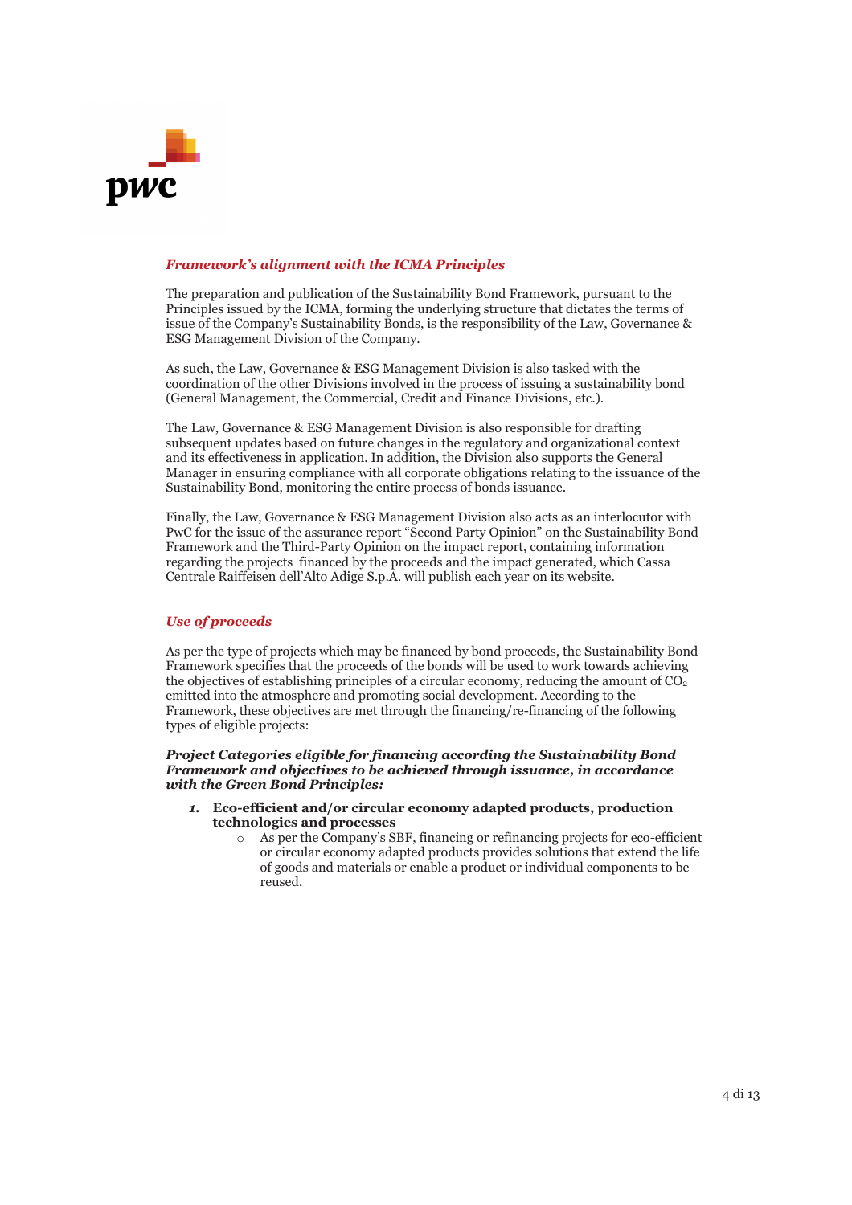### *Framework's alignment with the ICMA Principles*

The preparation and publication of the Sustainability Bond Framework, pursuant to the Principles issued by the ICMA, forming the underlying structure that dictates the terms of issue of the Company's Sustainability Bonds, is the responsibility of the Law, Governance & ESG Management Division of the Company.

As such, the Law, Governance & ESG Management Division is also tasked with the coordination of the other Divisions involved in the process of issuing a sustainability bond (General Management, the Commercial, Credit and Finance Divisions, etc.).

The Law, Governance & ESG Management Division is also responsible for drafting subsequent updates based on future changes in the regulatory and organizational context and its effectiveness in application. In addition, the Division also supports the General Manager in ensuring compliance with all corporate obligations relating to the issuance of the Sustainability Bond, monitoring the entire process of bonds issuance.

Finally, the Law, Governance & ESG Management Division also acts as an interlocutor with PwC for the issue of the assurance report "Second Party Opinion" on the Sustainability Bond Framework and the Third-Party Opinion on the impact report, containing information regarding the projects financed by the proceeds and the impact generated, which Cassa Centrale Raiffeisen dell'Alto Adige S.p.A. will publish each year on its website.

### *Use of proceeds*

As per the type of projects which may be financed by bond proceeds, the Sustainability Bond Framework specifies that the proceeds of the bonds will be used to work towards achieving the objectives of establishing principles of a circular economy, reducing the amount of $CO_2$ emitted into the atmosphere and promoting social development. According to the Framework, these objectives are met through the financing/re-financing of the following types of eligible projects:

***Project Categories eligible for financing according the Sustainability Bond Framework and objectives to be achieved through issuance, in accordance with the Green Bond Principles:***

1. **Eco-efficient and/or circular economy adapted products, production technologies and processes**
   - As per the Company's SBF, financing or refinancing projects for eco-efficient or circular economy adapted products provides solutions that extend the life of goods and materials or enable a product or individual components to be reused.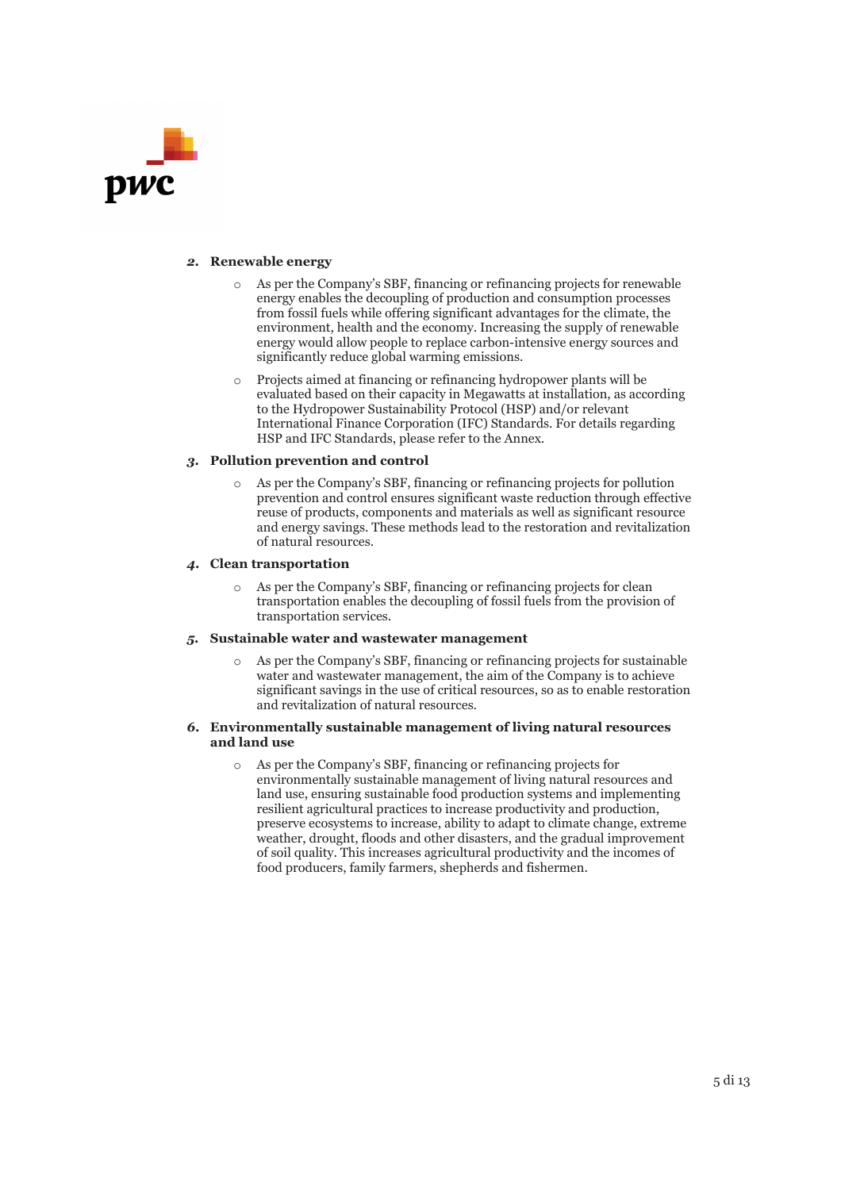2. **Renewable energy**

    - As per the Company's SBF, financing or refinancing projects for renewable energy enables the decoupling of production and consumption processes from fossil fuels while offering significant advantages for the climate, the environment, health and the economy. Increasing the supply of renewable energy would allow people to replace carbon-intensive energy sources and significantly reduce global warming emissions.
    - Projects aimed at financing or refinancing hydropower plants will be evaluated based on their capacity in Megawatts at installation, as according to the Hydropower Sustainability Protocol (HSP) and/or relevant International Finance Corporation (IFC) Standards. For details regarding HSP and IFC Standards, please refer to the Annex.

3. **Pollution prevention and control**

    - As per the Company's SBF, financing or refinancing projects for pollution prevention and control ensures significant waste reduction through effective reuse of products, components and materials as well as significant resource and energy savings. These methods lead to the restoration and revitalization of natural resources.

4. **Clean transportation**

    - As per the Company's SBF, financing or refinancing projects for clean transportation enables the decoupling of fossil fuels from the provision of transportation services.

5. **Sustainable water and wastewater management**

    - As per the Company's SBF, financing or refinancing projects for sustainable water and wastewater management, the aim of the Company is to achieve significant savings in the use of critical resources, so as to enable restoration and revitalization of natural resources.

6. **Environmentally sustainable management of living natural resources and land use**

    - As per the Company's SBF, financing or refinancing projects for environmentally sustainable management of living natural resources and land use, ensuring sustainable food production systems and implementing resilient agricultural practices to increase productivity and production, preserve ecosystems to increase, ability to adapt to climate change, extreme weather, drought, floods and other disasters, and the gradual improvement of soil quality. This increases agricultural productivity and the incomes of food producers, family farmers, shepherds and fishermen.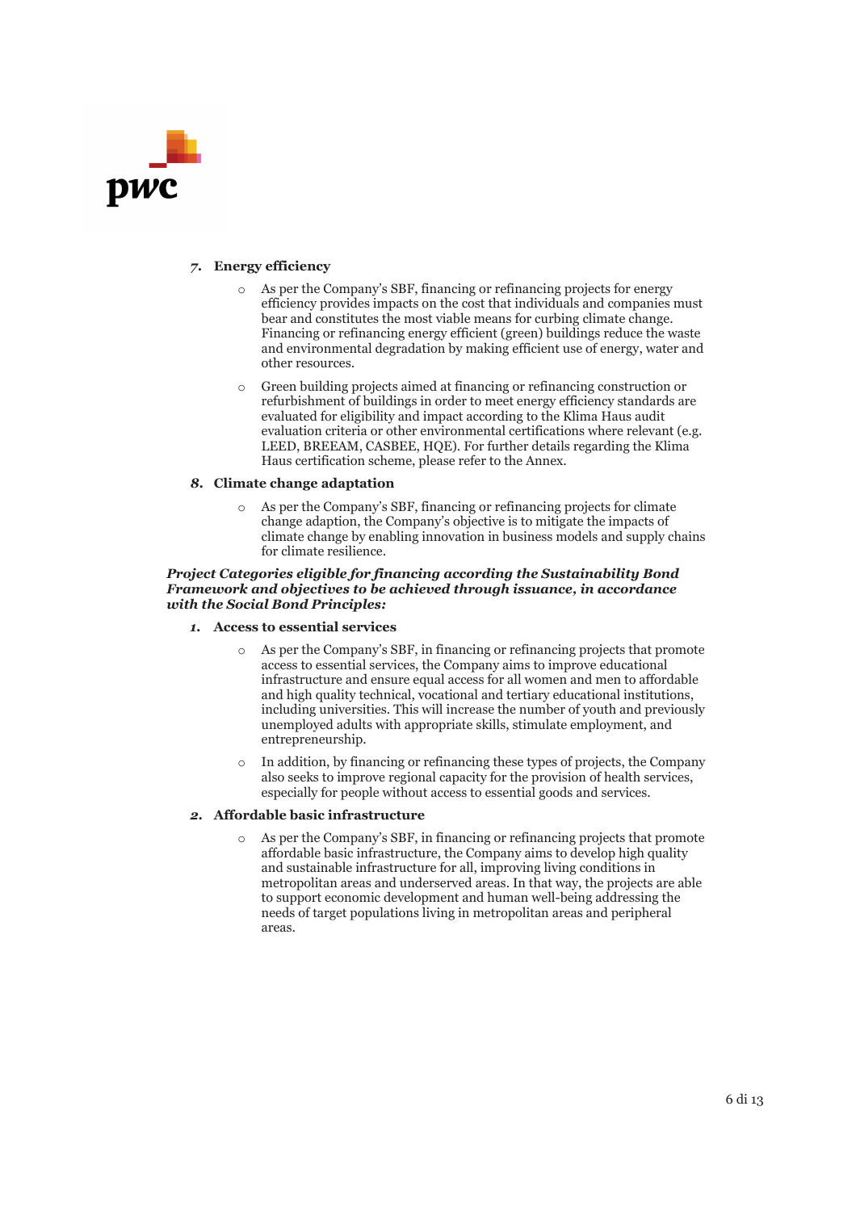7. **Energy efficiency**

    - As per the Company's SBF, financing or refinancing projects for energy efficiency provides impacts on the cost that individuals and companies must bear and constitutes the most viable means for curbing climate change. Financing or refinancing energy efficient (green) buildings reduce the waste and environmental degradation by making efficient use of energy, water and other resources.
    - Green building projects aimed at financing or refinancing construction or refurbishment of buildings in order to meet energy efficiency standards are evaluated for eligibility and impact according to the Klima Haus audit evaluation criteria or other environmental certifications where relevant (e.g. LEED, BREEAM, CASBEE, HQE). For further details regarding the Klima Haus certification scheme, please refer to the Annex.

8. **Climate change adaptation**

    - As per the Company's SBF, financing or refinancing projects for climate change adaption, the Company's objective is to mitigate the impacts of climate change by enabling innovation in business models and supply chains for climate resilience.

***Project Categories eligible for financing according the Sustainability Bond Framework and objectives to be achieved through issuance, in accordance with the Social Bond Principles:***

1. **Access to essential services**

    - As per the Company's SBF, in financing or refinancing projects that promote access to essential services, the Company aims to improve educational infrastructure and ensure equal access for all women and men to affordable and high quality technical, vocational and tertiary educational institutions, including universities. This will increase the number of youth and previously unemployed adults with appropriate skills, stimulate employment, and entrepreneurship.
    - In addition, by financing or refinancing these types of projects, the Company also seeks to improve regional capacity for the provision of health services, especially for people without access to essential goods and services.

2. **Affordable basic infrastructure**

    - As per the Company's SBF, in financing or refinancing projects that promote affordable basic infrastructure, the Company aims to develop high quality and sustainable infrastructure for all, improving living conditions in metropolitan areas and underserved areas. In that way, the projects are able to support economic development and human well-being addressing the needs of target populations living in metropolitan areas and peripheral areas.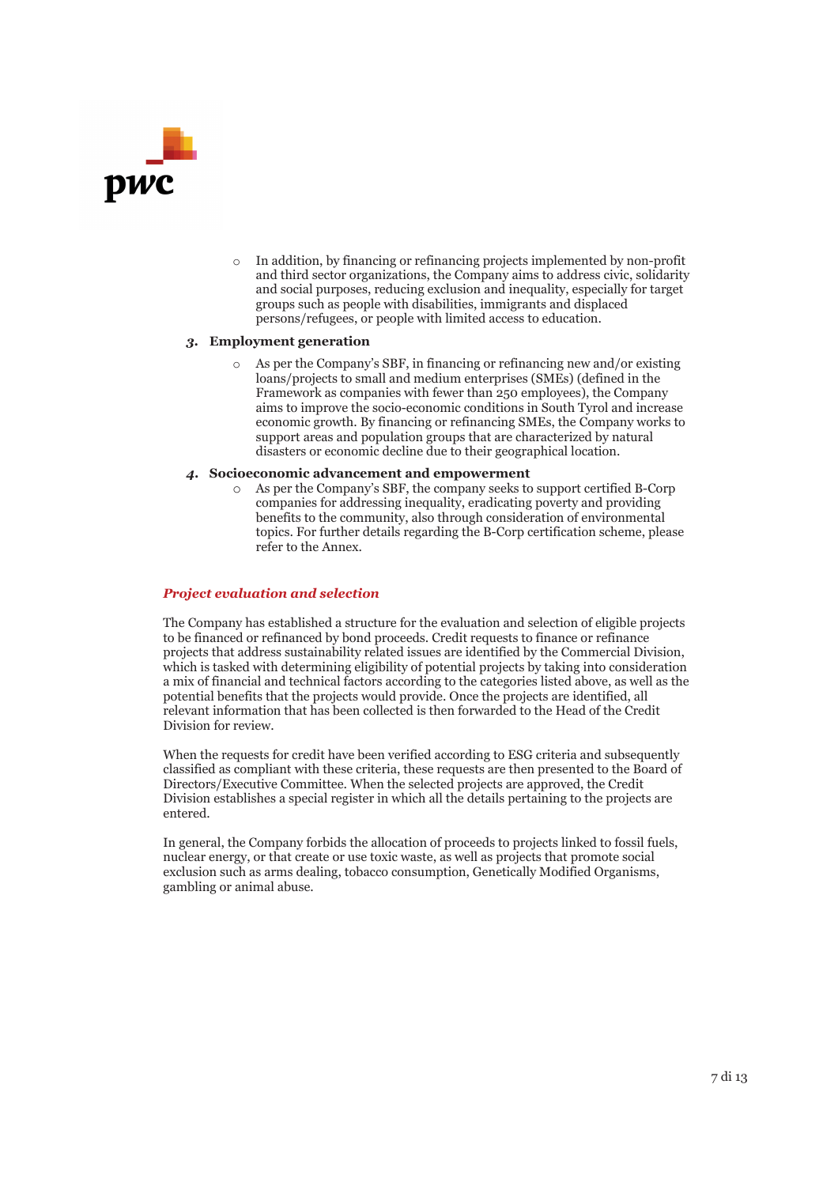- In addition, by financing or refinancing projects implemented by non-profit and third sector organizations, the Company aims to address civic, solidarity and social purposes, reducing exclusion and inequality, especially for target groups such as people with disabilities, immigrants and displaced persons/refugees, or people with limited access to education.

3. **Employment generation**
   - As per the Company's SBF, in financing or refinancing new and/or existing loans/projects to small and medium enterprises (SMEs) (defined in the Framework as companies with fewer than 250 employees), the Company aims to improve the socio-economic conditions in South Tyrol and increase economic growth. By financing or refinancing SMEs, the Company works to support areas and population groups that are characterized by natural disasters or economic decline due to their geographical location.

4. **Socioeconomic advancement and empowerment**
   - As per the Company's SBF, the company seeks to support certified B-Corp companies for addressing inequality, eradicating poverty and providing benefits to the community, also through consideration of environmental topics. For further details regarding the B-Corp certification scheme, please refer to the Annex.

### *Project evaluation and selection*

The Company has established a structure for the evaluation and selection of eligible projects to be financed or refinanced by bond proceeds. Credit requests to finance or refinance projects that address sustainability related issues are identified by the Commercial Division, which is tasked with determining eligibility of potential projects by taking into consideration a mix of financial and technical factors according to the categories listed above, as well as the potential benefits that the projects would provide. Once the projects are identified, all relevant information that has been collected is then forwarded to the Head of the Credit Division for review.

When the requests for credit have been verified according to ESG criteria and subsequently classified as compliant with these criteria, these requests are then presented to the Board of Directors/Executive Committee. When the selected projects are approved, the Credit Division establishes a special register in which all the details pertaining to the projects are entered.

In general, the Company forbids the allocation of proceeds to projects linked to fossil fuels, nuclear energy, or that create or use toxic waste, as well as projects that promote social exclusion such as arms dealing, tobacco consumption, Genetically Modified Organisms, gambling or animal abuse.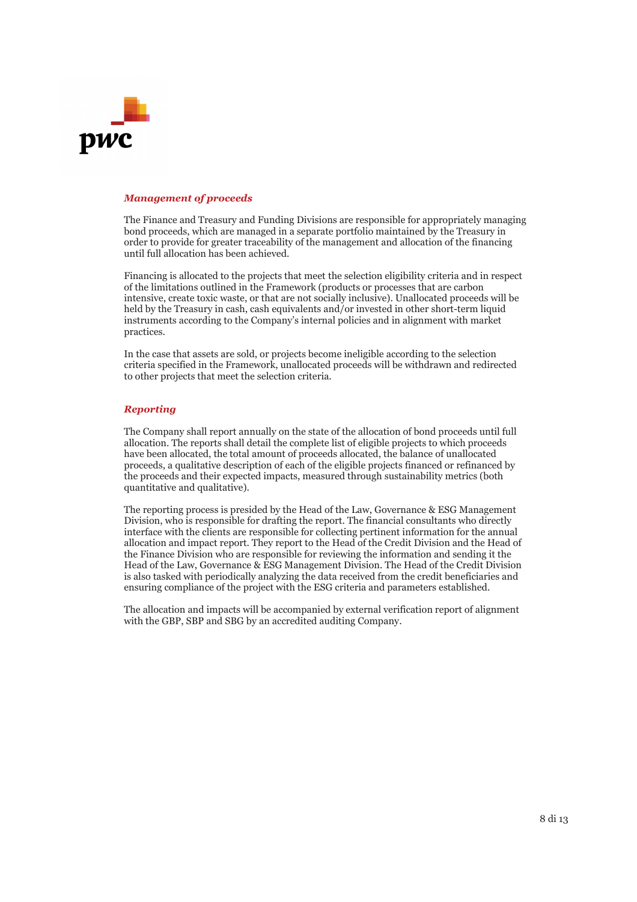***Management of proceeds***

The Finance and Treasury and Funding Divisions are responsible for appropriately managing bond proceeds, which are managed in a separate portfolio maintained by the Treasury in order to provide for greater traceability of the management and allocation of the financing until full allocation has been achieved.

Financing is allocated to the projects that meet the selection eligibility criteria and in respect of the limitations outlined in the Framework (products or processes that are carbon intensive, create toxic waste, or that are not socially inclusive). Unallocated proceeds will be held by the Treasury in cash, cash equivalents and/or invested in other short-term liquid instruments according to the Company's internal policies and in alignment with market practices.

In the case that assets are sold, or projects become ineligible according to the selection criteria specified in the Framework, unallocated proceeds will be withdrawn and redirected to other projects that meet the selection criteria.

***Reporting***

The Company shall report annually on the state of the allocation of bond proceeds until full allocation. The reports shall detail the complete list of eligible projects to which proceeds have been allocated, the total amount of proceeds allocated, the balance of unallocated proceeds, a qualitative description of each of the eligible projects financed or refinanced by the proceeds and their expected impacts, measured through sustainability metrics (both quantitative and qualitative).

The reporting process is presided by the Head of the Law, Governance & ESG Management Division, who is responsible for drafting the report. The financial consultants who directly interface with the clients are responsible for collecting pertinent information for the annual allocation and impact report. They report to the Head of the Credit Division and the Head of the Finance Division who are responsible for reviewing the information and sending it the Head of the Law, Governance & ESG Management Division. The Head of the Credit Division is also tasked with periodically analyzing the data received from the credit beneficiaries and ensuring compliance of the project with the ESG criteria and parameters established.

The allocation and impacts will be accompanied by external verification report of alignment with the GBP, SBP and SBG by an accredited auditing Company.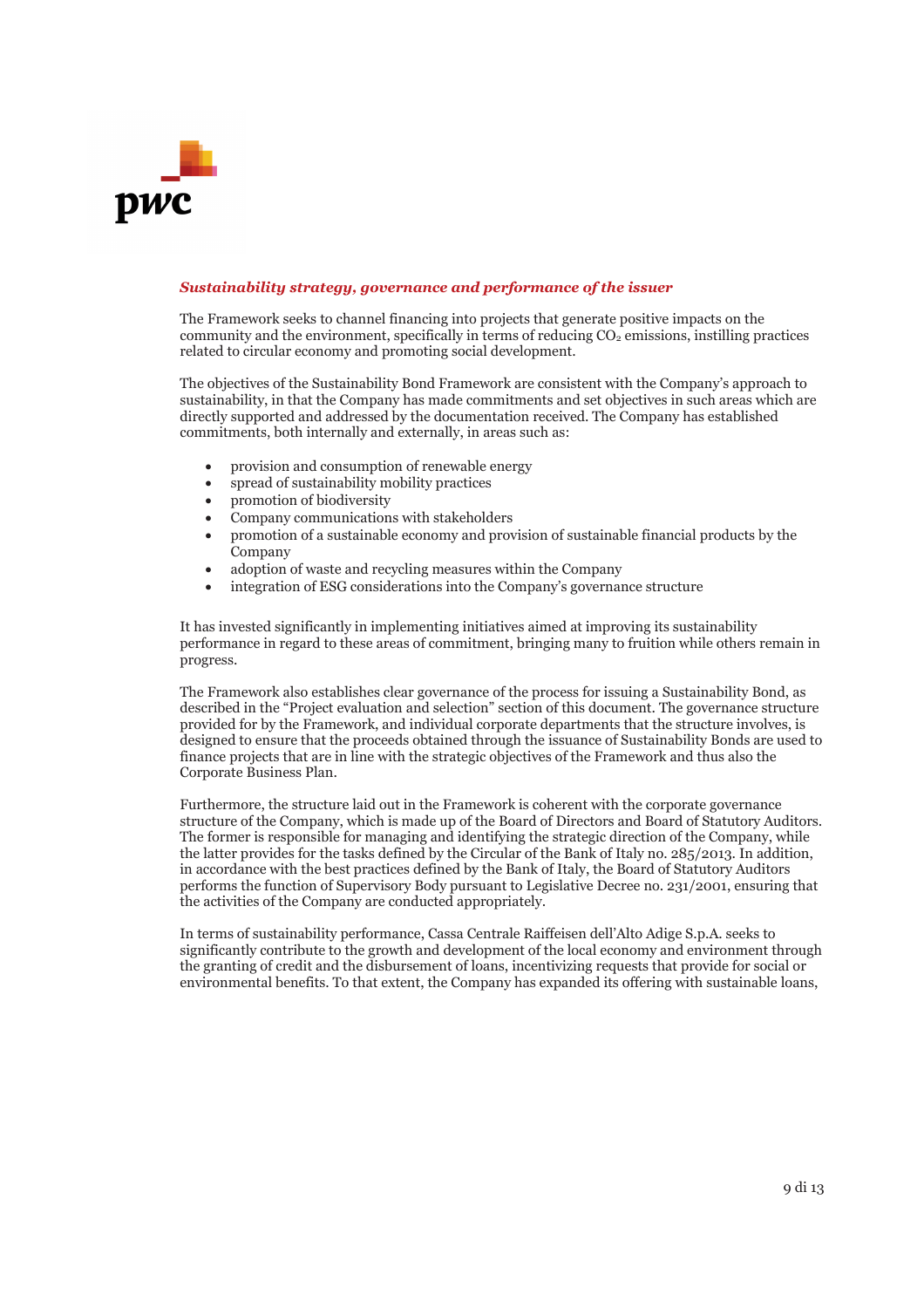***Sustainability strategy, governance and performance of the issuer***

The Framework seeks to channel financing into projects that generate positive impacts on the community and the environment, specifically in terms of reducing $CO_2$ emissions, instilling practices related to circular economy and promoting social development.

The objectives of the Sustainability Bond Framework are consistent with the Company's approach to sustainability, in that the Company has made commitments and set objectives in such areas which are directly supported and addressed by the documentation received. The Company has established commitments, both internally and externally, in areas such as:

- provision and consumption of renewable energy
- spread of sustainability mobility practices
- promotion of biodiversity
- Company communications with stakeholders
- promotion of a sustainable economy and provision of sustainable financial products by the Company
- adoption of waste and recycling measures within the Company
- integration of ESG considerations into the Company's governance structure

It has invested significantly in implementing initiatives aimed at improving its sustainability performance in regard to these areas of commitment, bringing many to fruition while others remain in progress.

The Framework also establishes clear governance of the process for issuing a Sustainability Bond, as described in the "Project evaluation and selection" section of this document. The governance structure provided for by the Framework, and individual corporate departments that the structure involves, is designed to ensure that the proceeds obtained through the issuance of Sustainability Bonds are used to finance projects that are in line with the strategic objectives of the Framework and thus also the Corporate Business Plan.

Furthermore, the structure laid out in the Framework is coherent with the corporate governance structure of the Company, which is made up of the Board of Directors and Board of Statutory Auditors. The former is responsible for managing and identifying the strategic direction of the Company, while the latter provides for the tasks defined by the Circular of the Bank of Italy no. 285/2013. In addition, in accordance with the best practices defined by the Bank of Italy, the Board of Statutory Auditors performs the function of Supervisory Body pursuant to Legislative Decree no. 231/2001, ensuring that the activities of the Company are conducted appropriately.

In terms of sustainability performance, Cassa Centrale Raiffeisen dell'Alto Adige S.p.A. seeks to significantly contribute to the growth and development of the local economy and environment through the granting of credit and the disbursement of loans, incentivizing requests that provide for social or environmental benefits. To that extent, the Company has expanded its offering with sustainable loans,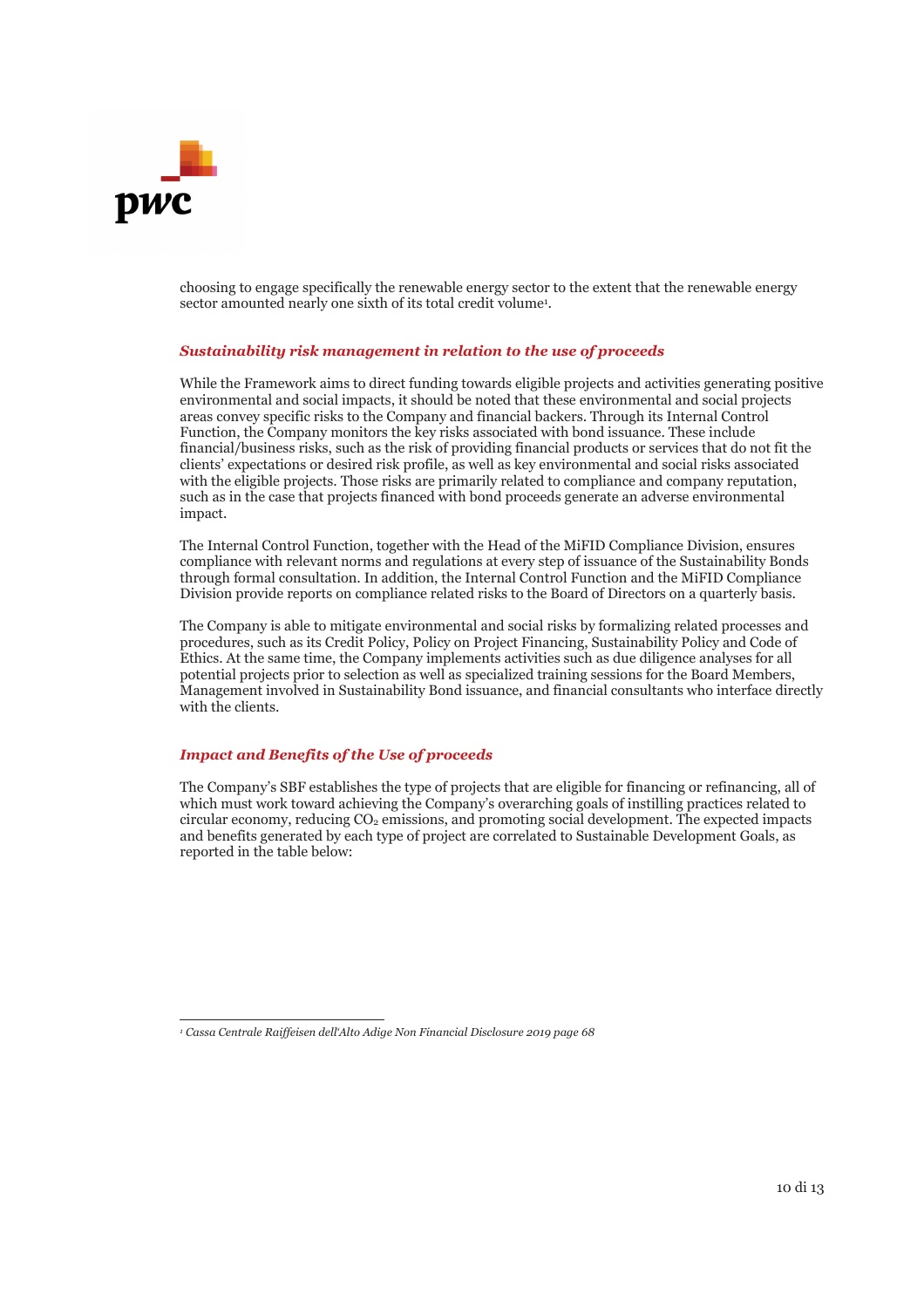choosing to engage specifically the renewable energy sector to the extent that the renewable energy sector amounted nearly one sixth of its total credit volume[1].

### *Sustainability risk management in relation to the use of proceeds*

While the Framework aims to direct funding towards eligible projects and activities generating positive environmental and social impacts, it should be noted that these environmental and social projects areas convey specific risks to the Company and financial backers. Through its Internal Control Function, the Company monitors the key risks associated with bond issuance. These include financial/business risks, such as the risk of providing financial products or services that do not fit the clients' expectations or desired risk profile, as well as key environmental and social risks associated with the eligible projects. Those risks are primarily related to compliance and company reputation, such as in the case that projects financed with bond proceeds generate an adverse environmental impact.

The Internal Control Function, together with the Head of the MiFID Compliance Division, ensures compliance with relevant norms and regulations at every step of issuance of the Sustainability Bonds through formal consultation. In addition, the Internal Control Function and the MiFID Compliance Division provide reports on compliance related risks to the Board of Directors on a quarterly basis.

The Company is able to mitigate environmental and social risks by formalizing related processes and procedures, such as its Credit Policy, Policy on Project Financing, Sustainability Policy and Code of Ethics. At the same time, the Company implements activities such as due diligence analyses for all potential projects prior to selection as well as specialized training sessions for the Board Members, Management involved in Sustainability Bond issuance, and financial consultants who interface directly with the clients.

### *Impact and Benefits of the Use of proceeds*

The Company's SBF establishes the type of projects that are eligible for financing or refinancing, all of which must work toward achieving the Company's overarching goals of instilling practices related to circular economy, reducing $CO_2$ emissions, and promoting social development. The expected impacts and benefits generated by each type of project are correlated to Sustainable Development Goals, as reported in the table below:

---

[1] *Cassa Centrale Raiffeisen dell'Alto Adige Non Financial Disclosure 2019 page 68*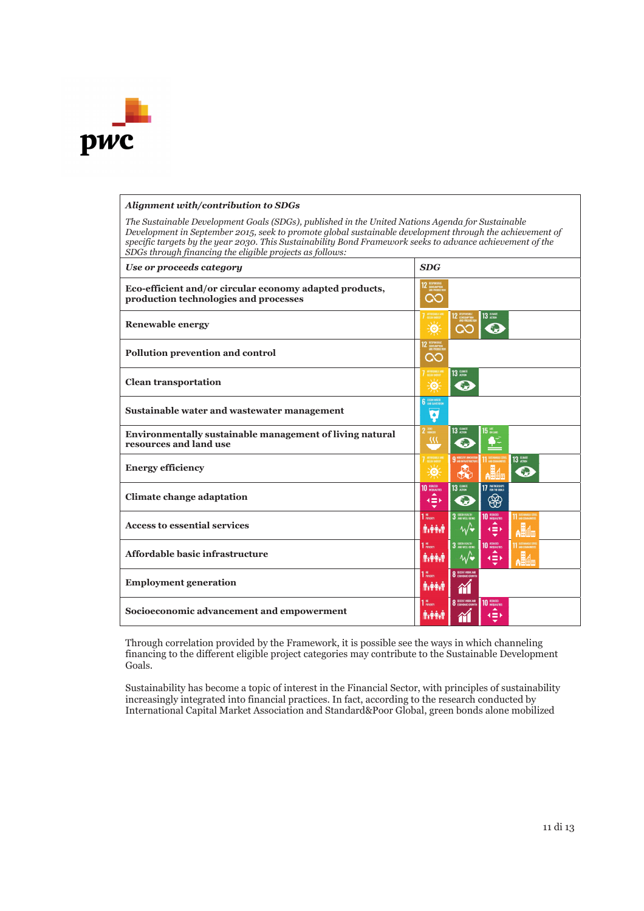| *Alignment with/contribution to SDGs* | |
|---|---|
| *The Sustainable Development Goals (SDGs), published in the United Nations Agenda for Sustainable Development in September 2015, seek to promote global sustainable development through the achievement of specific targets by the year 2030. This Sustainability Bond Framework seeks to advance achievement of the SDGs through financing the eligible projects as follows:* | |
| ***Use or proceeds category*** | ***SDG*** |
| **Eco-efficient and/or circular economy adapted products, production technologies and processes** | 12 |
| **Renewable energy** | 7, 12, 13 |
| **Pollution prevention and control** | 12 |
| **Clean transportation** | 7, 13 |
| **Sustainable water and wastewater management** | 6 |
| **Environmentally sustainable management of living natural resources and land use** | 2, 13, 15 |
| **Energy efficiency** | 7, 9, 11, 13 |
| **Climate change adaptation** | 10, 13, 17 |
| **Access to essential services** | 1, 3, 10, 11 |
| **Affordable basic infrastructure** | 1, 3, 10, 11 |
| **Employment generation** | 1, 8 |
| **Socioeconomic advancement and empowerment** | 1, 8, 10 |

Through correlation provided by the Framework, it is possible see the ways in which channeling financing to the different eligible project categories may contribute to the Sustainable Development Goals.

Sustainability has become a topic of interest in the Financial Sector, with principles of sustainability increasingly integrated into financial practices. In fact, according to the research conducted by International Capital Market Association and Standard&Poor Global, green bonds alone mobilized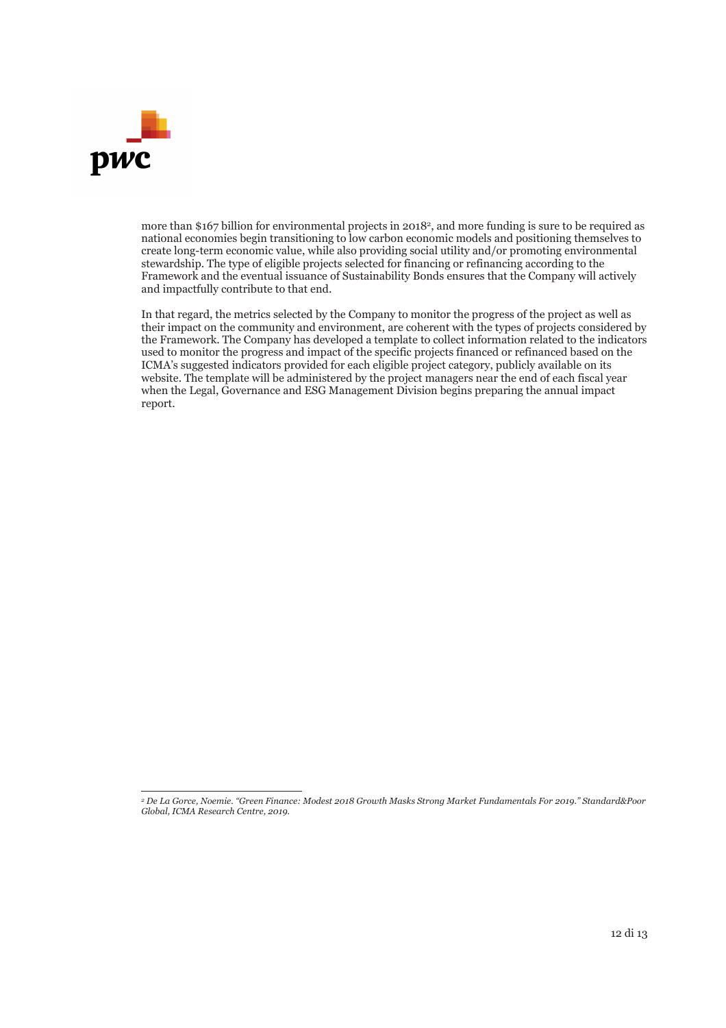more than $167 billion for environmental projects in 2018[2], and more funding is sure to be required as national economies begin transitioning to low carbon economic models and positioning themselves to create long-term economic value, while also providing social utility and/or promoting environmental stewardship. The type of eligible projects selected for financing or refinancing according to the Framework and the eventual issuance of Sustainability Bonds ensures that the Company will actively and impactfully contribute to that end.

In that regard, the metrics selected by the Company to monitor the progress of the project as well as their impact on the community and environment, are coherent with the types of projects considered by the Framework. The Company has developed a template to collect information related to the indicators used to monitor the progress and impact of the specific projects financed or refinanced based on the ICMA's suggested indicators provided for each eligible project category, publicly available on its website. The template will be administered by the project managers near the end of each fiscal year when the Legal, Governance and ESG Management Division begins preparing the annual impact report.

---

[2] *De La Gorce, Noemie. "Green Finance: Modest 2018 Growth Masks Strong Market Fundamentals For 2019." Standard&Poor Global, ICMA Research Centre, 2019.*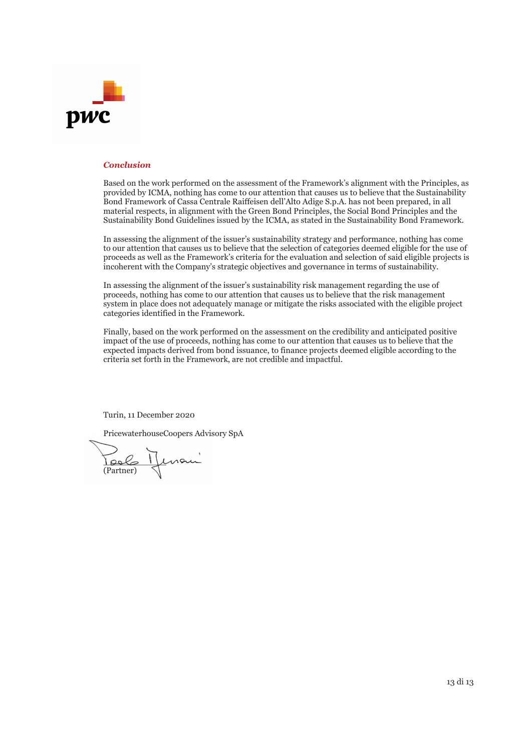***Conclusion***

Based on the work performed on the assessment of the Framework's alignment with the Principles, as provided by ICMA, nothing has come to our attention that causes us to believe that the Sustainability Bond Framework of Cassa Centrale Raiffeisen dell'Alto Adige S.p.A. has not been prepared, in all material respects, in alignment with the Green Bond Principles, the Social Bond Principles and the Sustainability Bond Guidelines issued by the ICMA, as stated in the Sustainability Bond Framework.

In assessing the alignment of the issuer's sustainability strategy and performance, nothing has come to our attention that causes us to believe that the selection of categories deemed eligible for the use of proceeds as well as the Framework's criteria for the evaluation and selection of said eligible projects is incoherent with the Company's strategic objectives and governance in terms of sustainability.

In assessing the alignment of the issuer's sustainability risk management regarding the use of proceeds, nothing has come to our attention that causes us to believe that the risk management system in place does not adequately manage or mitigate the risks associated with the eligible project categories identified in the Framework.

Finally, based on the work performed on the assessment on the credibility and anticipated positive impact of the use of proceeds, nothing has come to our attention that causes us to believe that the expected impacts derived from bond issuance, to finance projects deemed eligible according to the criteria set forth in the Framework, are not credible and impactful.

Turin, 11 December 2020

PricewaterhouseCoopers Advisory SpA

(Partner)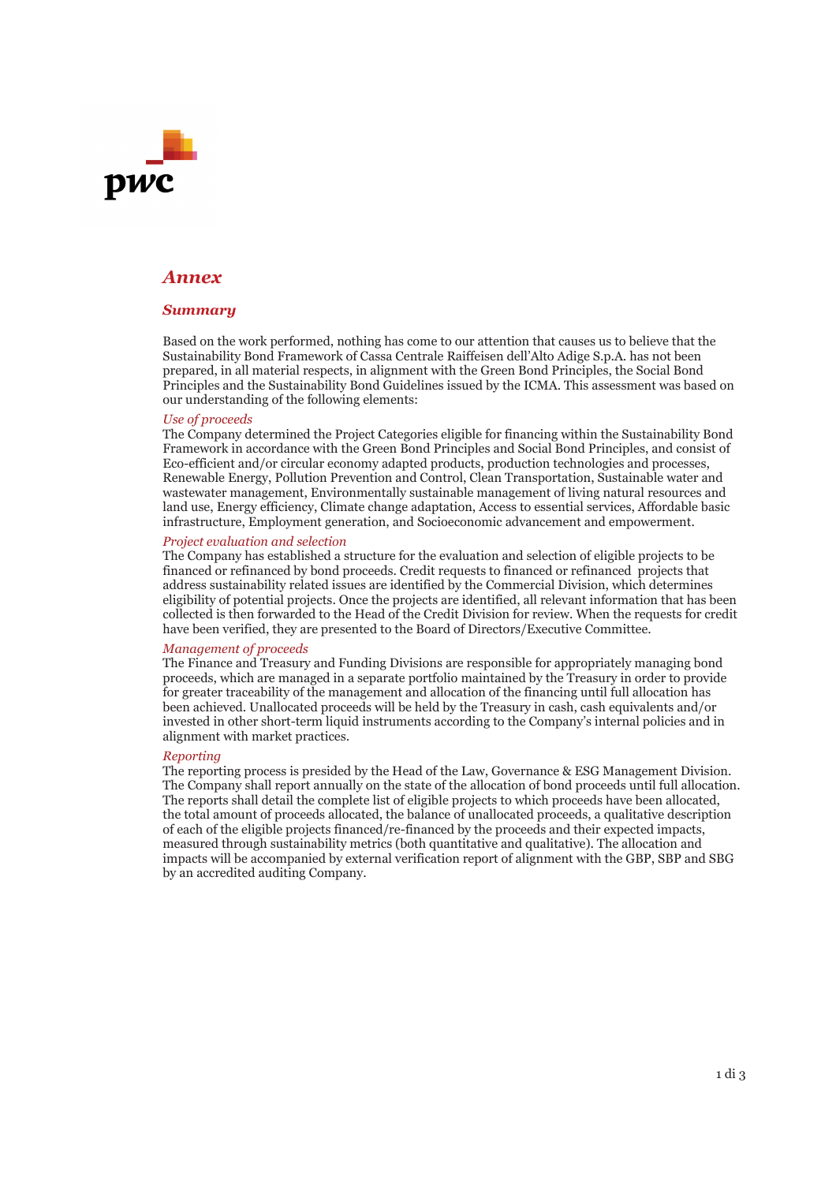# Annex

## Summary

Based on the work performed, nothing has come to our attention that causes us to believe that the Sustainability Bond Framework of Cassa Centrale Raiffeisen dell'Alto Adige S.p.A. has not been prepared, in all material respects, in alignment with the Green Bond Principles, the Social Bond Principles and the Sustainability Bond Guidelines issued by the ICMA. This assessment was based on our understanding of the following elements:

*Use of proceeds*
The Company determined the Project Categories eligible for financing within the Sustainability Bond Framework in accordance with the Green Bond Principles and Social Bond Principles, and consist of Eco-efficient and/or circular economy adapted products, production technologies and processes, Renewable Energy, Pollution Prevention and Control, Clean Transportation, Sustainable water and wastewater management, Environmentally sustainable management of living natural resources and land use, Energy efficiency, Climate change adaptation, Access to essential services, Affordable basic infrastructure, Employment generation, and Socioeconomic advancement and empowerment.

*Project evaluation and selection*
The Company has established a structure for the evaluation and selection of eligible projects to be financed or refinanced by bond proceeds. Credit requests to financed or refinanced projects that address sustainability related issues are identified by the Commercial Division, which determines eligibility of potential projects. Once the projects are identified, all relevant information that has been collected is then forwarded to the Head of the Credit Division for review. When the requests for credit have been verified, they are presented to the Board of Directors/Executive Committee.

*Management of proceeds*
The Finance and Treasury and Funding Divisions are responsible for appropriately managing bond proceeds, which are managed in a separate portfolio maintained by the Treasury in order to provide for greater traceability of the management and allocation of the financing until full allocation has been achieved. Unallocated proceeds will be held by the Treasury in cash, cash equivalents and/or invested in other short-term liquid instruments according to the Company's internal policies and in alignment with market practices.

*Reporting*
The reporting process is presided by the Head of the Law, Governance & ESG Management Division. The Company shall report annually on the state of the allocation of bond proceeds until full allocation. The reports shall detail the complete list of eligible projects to which proceeds have been allocated, the total amount of proceeds allocated, the balance of unallocated proceeds, a qualitative description of each of the eligible projects financed/re-financed by the proceeds and their expected impacts, measured through sustainability metrics (both quantitative and qualitative). The allocation and impacts will be accompanied by external verification report of alignment with the GBP, SBP and SBG by an accredited auditing Company.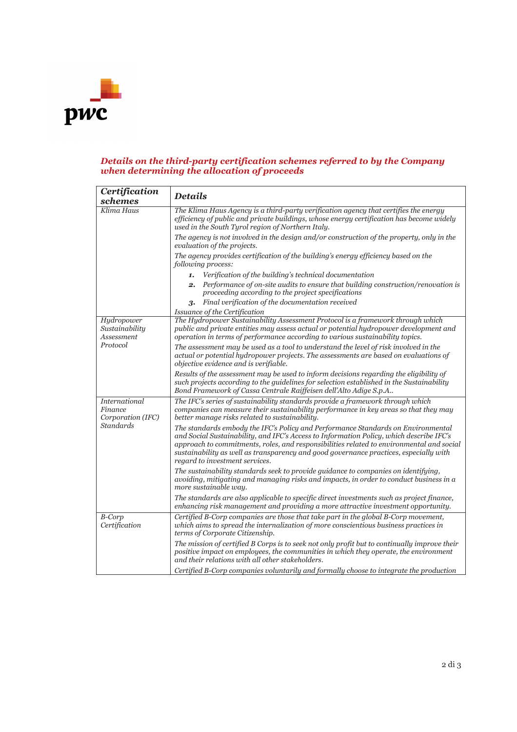### *Details on the third-party certification schemes referred to by the Company when determining the allocation of proceeds*

| *Certification schemes* | *Details* |
|---|---|
| *Klima Haus* | *The Klima Haus Agency is a third-party verification agency that certifies the energy efficiency of public and private buildings, whose energy certification has become widely used in the South Tyrol region of Northern Italy.*<br><br>*The agency is not involved in the design and/or construction of the property, only in the evaluation of the projects.*<br><br>*The agency provides certification of the building's energy efficiency based on the following process:*<br><br>**1.** *Verification of the building's technical documentation*<br>**2.** *Performance of on-site audits to ensure that building construction/renovation is proceeding according to the project specifications*<br>**3.** *Final verification of the documentation received*<br><br>*Issuance of the Certification* |
| *Hydropower Sustainability Assessment Protocol* | *The Hydropower Sustainability Assessment Protocol is a framework through which public and private entities may assess actual or potential hydropower development and operation in terms of performance according to various sustainability topics.*<br><br>*The assessment may be used as a tool to understand the level of risk involved in the actual or potential hydropower projects. The assessments are based on evaluations of objective evidence and is verifiable.*<br><br>*Results of the assessment may be used to inform decisions regarding the eligibility of such projects according to the guidelines for selection established in the Sustainability Bond Framework of Cassa Centrale Raiffeisen dell'Alto Adige S.p.A..* |
| *International Finance Corporation (IFC) Standards* | *The IFC's series of sustainability standards provide a framework through which companies can measure their sustainability performance in key areas so that they may better manage risks related to sustainability.*<br><br>*The standards embody the IFC's Policy and Performance Standards on Environmental and Social Sustainability, and IFC's Access to Information Policy, which describe IFC's approach to commitments, roles, and responsibilities related to environmental and social sustainability as well as transparency and good governance practices, especially with regard to investment services.*<br><br>*The sustainability standards seek to provide guidance to companies on identifying, avoiding, mitigating and managing risks and impacts, in order to conduct business in a more sustainable way.*<br><br>*The standards are also applicable to specific direct investments such as project finance, enhancing risk management and providing a more attractive investment opportunity.* |
| *B-Corp Certification* | *Certified B-Corp companies are those that take part in the global B-Corp movement, which aims to spread the internalization of more conscientious business practices in terms of Corporate Citizenship.*<br><br>*The mission of certified B Corps is to seek not only profit but to continually improve their positive impact on employees, the communities in which they operate, the environment and their relations with all other stakeholders.*<br><br>*Certified B-Corp companies voluntarily and formally choose to integrate the production* |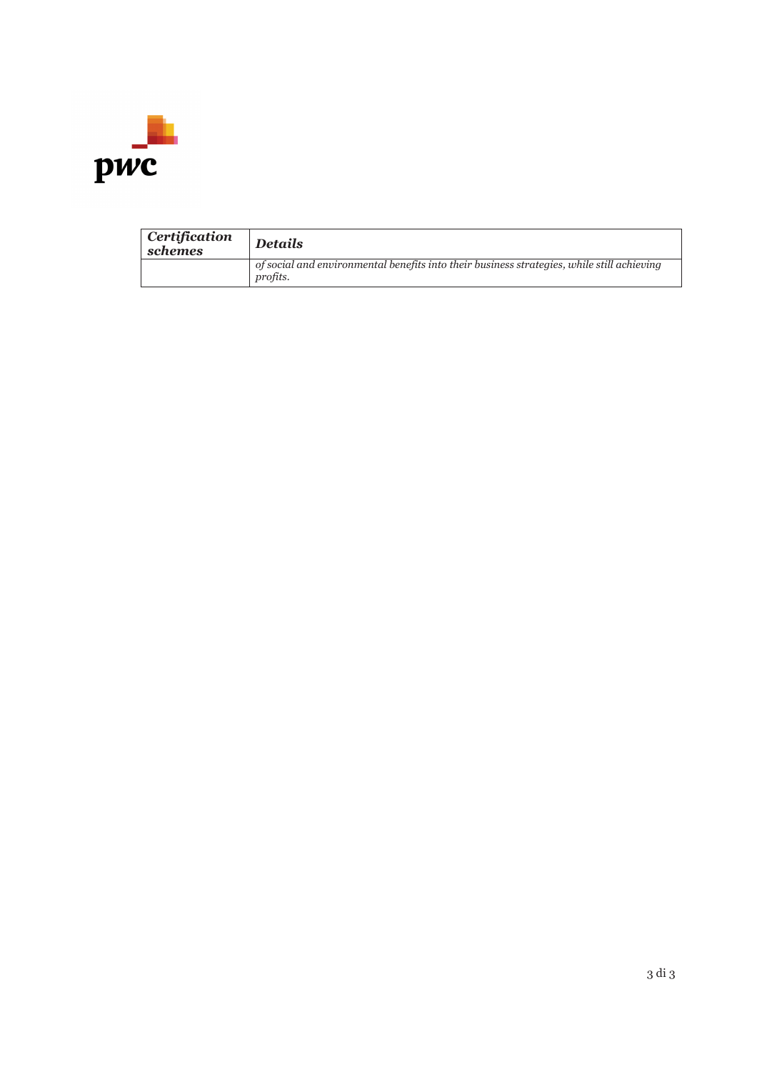| *Certification schemes* | *Details* |
|---|---|
| | *of social and environmental benefits into their business strategies, while still achieving profits.* |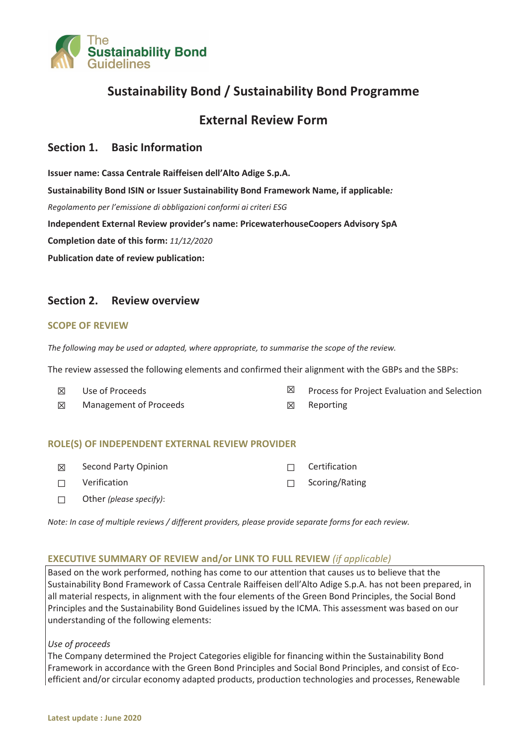The Sustainability Bond Guidelines

# Sustainability Bond / Sustainability Bond Programme

## External Review Form

## Section 1. Basic Information

**Issuer name: Cassa Centrale Raiffeisen dell'Alto Adige S.p.A.**

**Sustainability Bond ISIN or Issuer Sustainability Bond Framework Name, if applicable***:*

*Regolamento per l'emissione di obbligazioni conformi ai criteri ESG*

**Independent External Review provider's name: PricewaterhouseCoopers Advisory SpA**

**Completion date of this form:** *11/12/2020*

**Publication date of review publication:**

## Section 2. Review overview

### SCOPE OF REVIEW

*The following may be used or adapted, where appropriate, to summarise the scope of the review.*

The review assessed the following elements and confirmed their alignment with the GBPs and the SBPs:

- ☒ Use of Proceeds
- ☒ Process for Project Evaluation and Selection
- ☒ Management of Proceeds
- ☒ Reporting

### ROLE(S) OF INDEPENDENT EXTERNAL REVIEW PROVIDER

- ☒ Second Party Opinion
- ☐ Certification
- ☐ Verification
- ☐ Scoring/Rating
- ☐ Other *(please specify)*:

*Note: In case of multiple reviews / different providers, please provide separate forms for each review.*

### EXECUTIVE SUMMARY OF REVIEW and/or LINK TO FULL REVIEW *(if applicable)*

Based on the work performed, nothing has come to our attention that causes us to believe that the Sustainability Bond Framework of Cassa Centrale Raiffeisen dell'Alto Adige S.p.A. has not been prepared, in all material respects, in alignment with the four elements of the Green Bond Principles, the Social Bond Principles and the Sustainability Bond Guidelines issued by the ICMA. This assessment was based on our understanding of the following elements:

*Use of proceeds*

The Company determined the Project Categories eligible for financing within the Sustainability Bond Framework in accordance with the Green Bond Principles and Social Bond Principles, and consist of Eco-efficient and/or circular economy adapted products, production technologies and processes, Renewable

Latest update : June 2020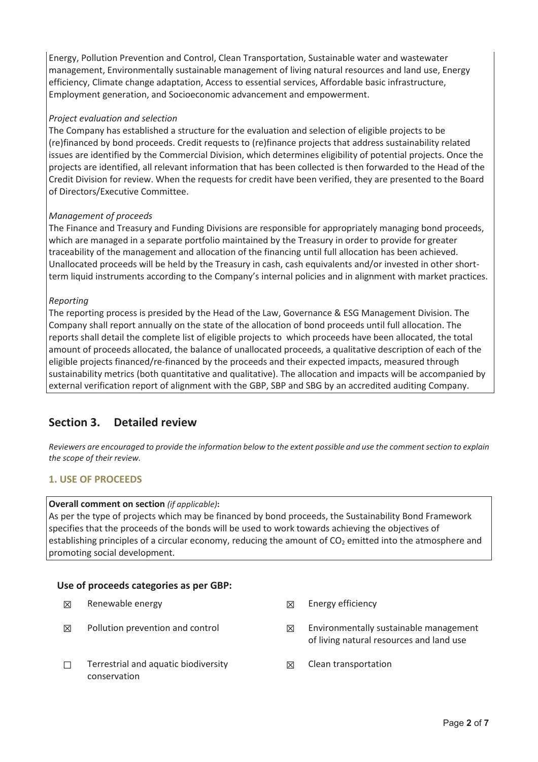Energy, Pollution Prevention and Control, Clean Transportation, Sustainable water and wastewater management, Environmentally sustainable management of living natural resources and land use, Energy efficiency, Climate change adaptation, Access to essential services, Affordable basic infrastructure, Employment generation, and Socioeconomic advancement and empowerment.

*Project evaluation and selection*

The Company has established a structure for the evaluation and selection of eligible projects to be (re)financed by bond proceeds. Credit requests to (re)finance projects that address sustainability related issues are identified by the Commercial Division, which determines eligibility of potential projects. Once the projects are identified, all relevant information that has been collected is then forwarded to the Head of the Credit Division for review. When the requests for credit have been verified, they are presented to the Board of Directors/Executive Committee.

*Management of proceeds*

The Finance and Treasury and Funding Divisions are responsible for appropriately managing bond proceeds, which are managed in a separate portfolio maintained by the Treasury in order to provide for greater traceability of the management and allocation of the financing until full allocation has been achieved. Unallocated proceeds will be held by the Treasury in cash, cash equivalents and/or invested in other short-term liquid instruments according to the Company's internal policies and in alignment with market practices.

*Reporting*

The reporting process is presided by the Head of the Law, Governance & ESG Management Division. The Company shall report annually on the state of the allocation of bond proceeds until full allocation. The reports shall detail the complete list of eligible projects to which proceeds have been allocated, the total amount of proceeds allocated, the balance of unallocated proceeds, a qualitative description of each of the eligible projects financed/re-financed by the proceeds and their expected impacts, measured through sustainability metrics (both quantitative and qualitative). The allocation and impacts will be accompanied by external verification report of alignment with the GBP, SBP and SBG by an accredited auditing Company.

## Section 3. Detailed review

*Reviewers are encouraged to provide the information below to the extent possible and use the comment section to explain the scope of their review.*

### 1. USE OF PROCEEDS

**Overall comment on section** *(if applicable)***:**

As per the type of projects which may be financed by bond proceeds, the Sustainability Bond Framework specifies that the proceeds of the bonds will be used to work towards achieving the objectives of establishing principles of a circular economy, reducing the amount of $CO_2$ emitted into the atmosphere and promoting social development.

**Use of proceeds categories as per GBP:**

- ☒ Renewable energy
- ☒ Energy efficiency
- ☒ Pollution prevention and control
- ☒ Environmentally sustainable management of living natural resources and land use
- ☐ Terrestrial and aquatic biodiversity conservation
- ☒ Clean transportation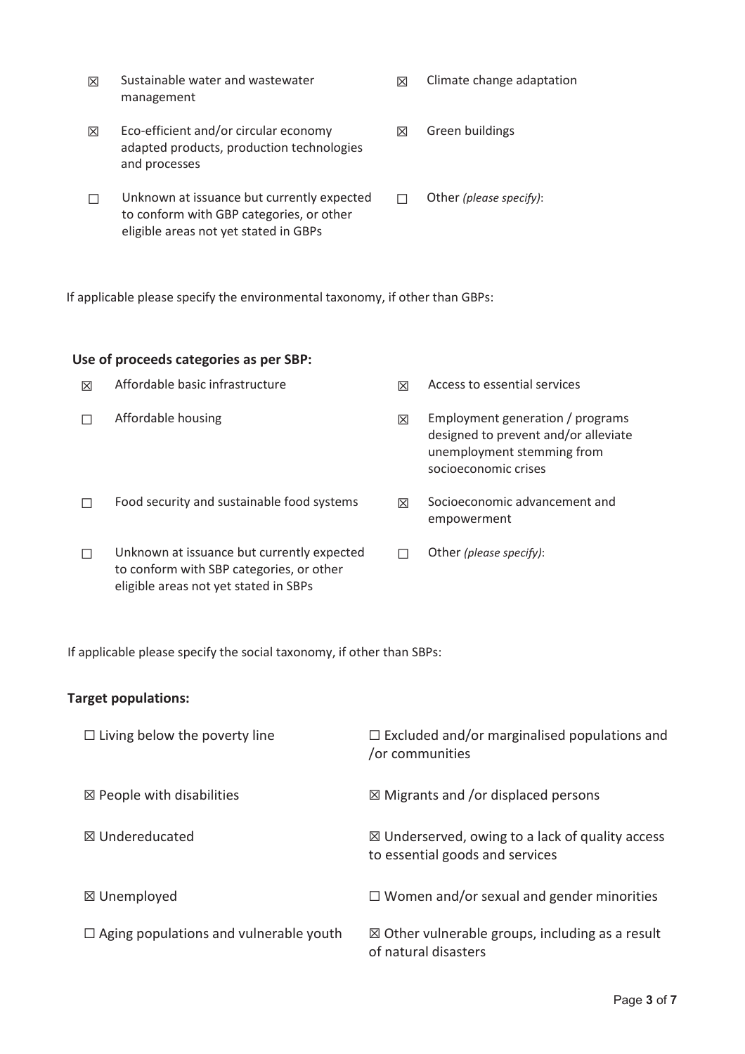☒ Sustainable water and wastewater management

☒ Climate change adaptation

☒ Eco-efficient and/or circular economy adapted products, production technologies and processes

☒ Green buildings

☐ Unknown at issuance but currently expected to conform with GBP categories, or other eligible areas not yet stated in GBPs

☐ Other *(please specify)*:

If applicable please specify the environmental taxonomy, if other than GBPs:

**Use of proceeds categories as per SBP:**

☒ Affordable basic infrastructure

☒ Access to essential services

☐ Affordable housing

☒ Employment generation / programs designed to prevent and/or alleviate unemployment stemming from socioeconomic crises

☐ Food security and sustainable food systems

☒ Socioeconomic advancement and empowerment

☐ Unknown at issuance but currently expected to conform with SBP categories, or other eligible areas not yet stated in SBPs

☐ Other *(please specify)*:

If applicable please specify the social taxonomy, if other than SBPs:

**Target populations:**

☐ Living below the poverty line

☐ Excluded and/or marginalised populations and /or communities

☒ People with disabilities

☒ Migrants and /or displaced persons

☒ Undereducated

☒ Underserved, owing to a lack of quality access to essential goods and services

☒ Unemployed

☐ Women and/or sexual and gender minorities

☐ Aging populations and vulnerable youth

☒ Other vulnerable groups, including as a result of natural disasters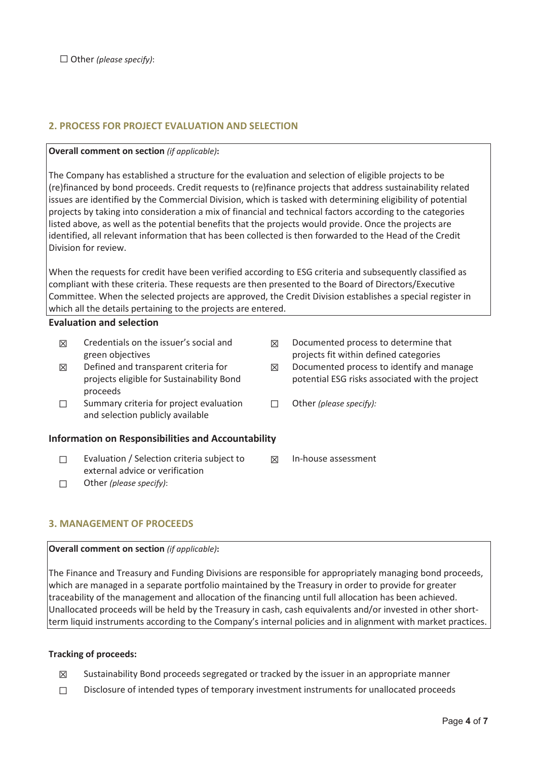☐ Other *(please specify)*:

## 2. PROCESS FOR PROJECT EVALUATION AND SELECTION

**Overall comment on section** *(if applicable)***:**

The Company has established a structure for the evaluation and selection of eligible projects to be (re)financed by bond proceeds. Credit requests to (re)finance projects that address sustainability related issues are identified by the Commercial Division, which is tasked with determining eligibility of potential projects by taking into consideration a mix of financial and technical factors according to the categories listed above, as well as the potential benefits that the projects would provide. Once the projects are identified, all relevant information that has been collected is then forwarded to the Head of the Credit Division for review.

When the requests for credit have been verified according to ESG criteria and subsequently classified as compliant with these criteria. These requests are then presented to the Board of Directors/Executive Committee. When the selected projects are approved, the Credit Division establishes a special register in which all the details pertaining to the projects are entered.

### Evaluation and selection

- ☒ Credentials on the issuer's social and green objectives
- ☒ Defined and transparent criteria for projects eligible for Sustainability Bond proceeds
- ☐ Summary criteria for project evaluation and selection publicly available
- ☒ Documented process to determine that projects fit within defined categories
- ☒ Documented process to identify and manage potential ESG risks associated with the project
- ☐ Other *(please specify):*

### Information on Responsibilities and Accountability

- ☐ Evaluation / Selection criteria subject to external advice or verification
- ☐ Other *(please specify)*:
- ☒ In-house assessment

## 3. MANAGEMENT OF PROCEEDS

**Overall comment on section** *(if applicable)***:**

The Finance and Treasury and Funding Divisions are responsible for appropriately managing bond proceeds, which are managed in a separate portfolio maintained by the Treasury in order to provide for greater traceability of the management and allocation of the financing until full allocation has been achieved. Unallocated proceeds will be held by the Treasury in cash, cash equivalents and/or invested in other short-term liquid instruments according to the Company's internal policies and in alignment with market practices.

**Tracking of proceeds:**

- ☒ Sustainability Bond proceeds segregated or tracked by the issuer in an appropriate manner
- ☐ Disclosure of intended types of temporary investment instruments for unallocated proceeds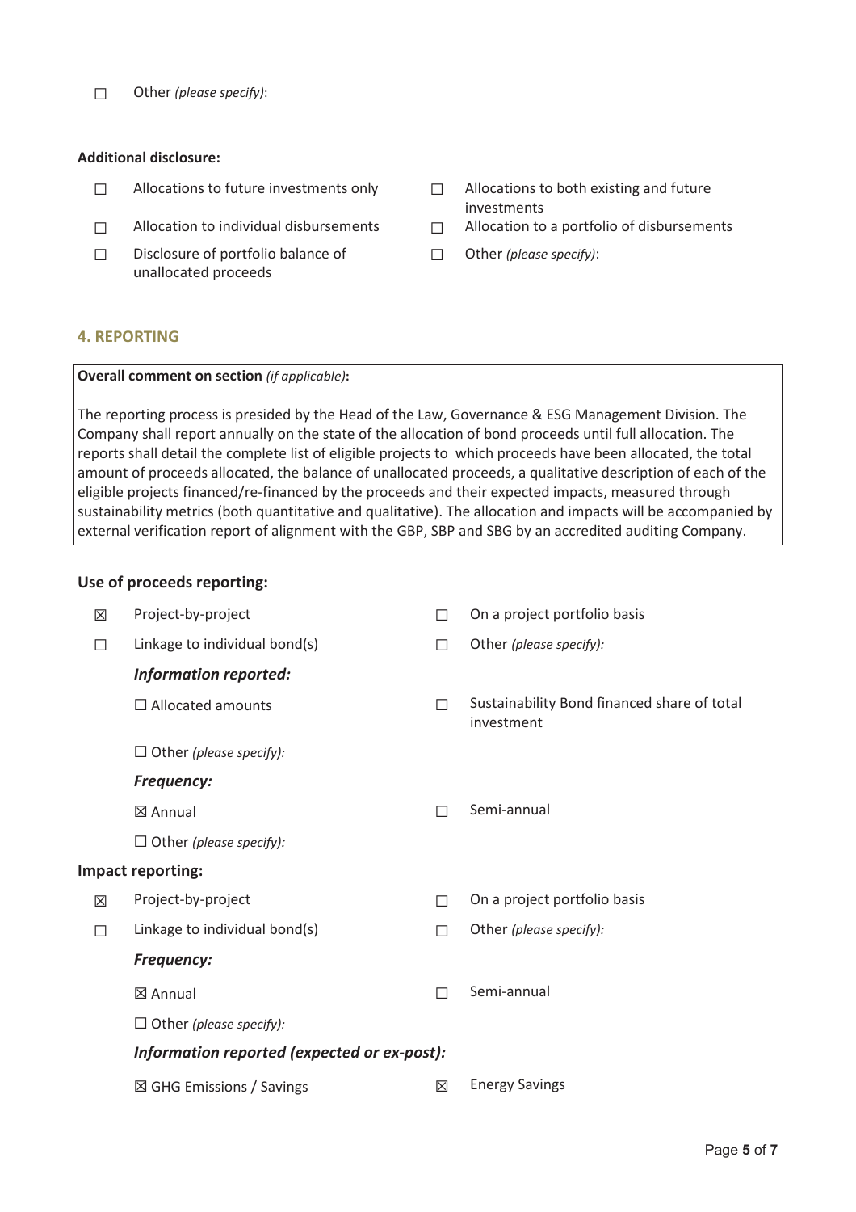☐ Other *(please specify)*:

**Additional disclosure:**

☐ Allocations to future investments only

☐ Allocations to both existing and future investments

☐ Allocation to individual disbursements

☐ Allocation to a portfolio of disbursements

☐ Disclosure of portfolio balance of unallocated proceeds

☐ Other *(please specify)*:

## 4. REPORTING

**Overall comment on section** *(if applicable)***:**

The reporting process is presided by the Head of the Law, Governance & ESG Management Division. The Company shall report annually on the state of the allocation of bond proceeds until full allocation. The reports shall detail the complete list of eligible projects to which proceeds have been allocated, the total amount of proceeds allocated, the balance of unallocated proceeds, a qualitative description of each of the eligible projects financed/re-financed by the proceeds and their expected impacts, measured through sustainability metrics (both quantitative and qualitative). The allocation and impacts will be accompanied by external verification report of alignment with the GBP, SBP and SBG by an accredited auditing Company.

**Use of proceeds reporting:**

☒ Project-by-project

☐ On a project portfolio basis

☐ Linkage to individual bond(s)

☐ Other *(please specify):*

***Information reported:***

☐ Allocated amounts

☐ Sustainability Bond financed share of total investment

☐ Other *(please specify):*

***Frequency:***

☒ Annual

☐ Semi-annual

☐ Other *(please specify):*

**Impact reporting:**

☒ Project-by-project

☐ On a project portfolio basis

☐ Linkage to individual bond(s)

☐ Other *(please specify):*

***Frequency:***

☒ Annual

☐ Semi-annual

☐ Other *(please specify):*

***Information reported (expected or ex-post):***

☒ GHG Emissions / Savings

☒ Energy Savings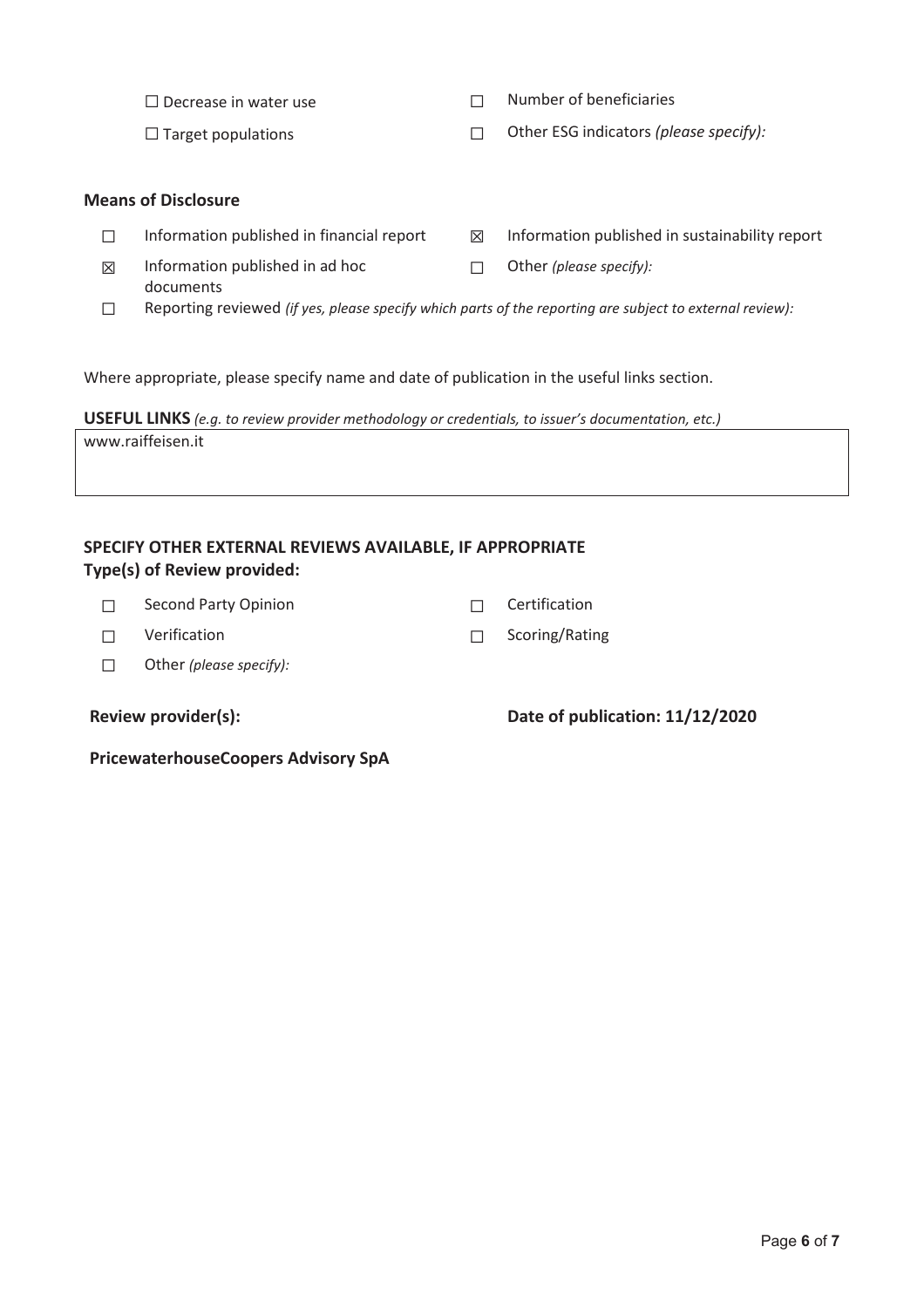☐ Decrease in water use

☐ Number of beneficiaries

☐ Target populations

☐ Other ESG indicators *(please specify):*

**Means of Disclosure**

☐ Information published in financial report

☒ Information published in sustainability report

☒ Information published in ad hoc documents

☐ Other *(please specify):*

☐ Reporting reviewed *(if yes, please specify which parts of the reporting are subject to external review):*

Where appropriate, please specify name and date of publication in the useful links section.

**USEFUL LINKS** *(e.g. to review provider methodology or credentials, to issuer's documentation, etc.)*

| www.raiffeisen.it |
|---|

**SPECIFY OTHER EXTERNAL REVIEWS AVAILABLE, IF APPROPRIATE**

**Type(s) of Review provided:**

☐ Second Party Opinion

☐ Certification

☐ Verification

☐ Scoring/Rating

☐ Other *(please specify):*

**Review provider(s):**

**PricewaterhouseCoopers Advisory SpA**

**Date of publication: 11/12/2020**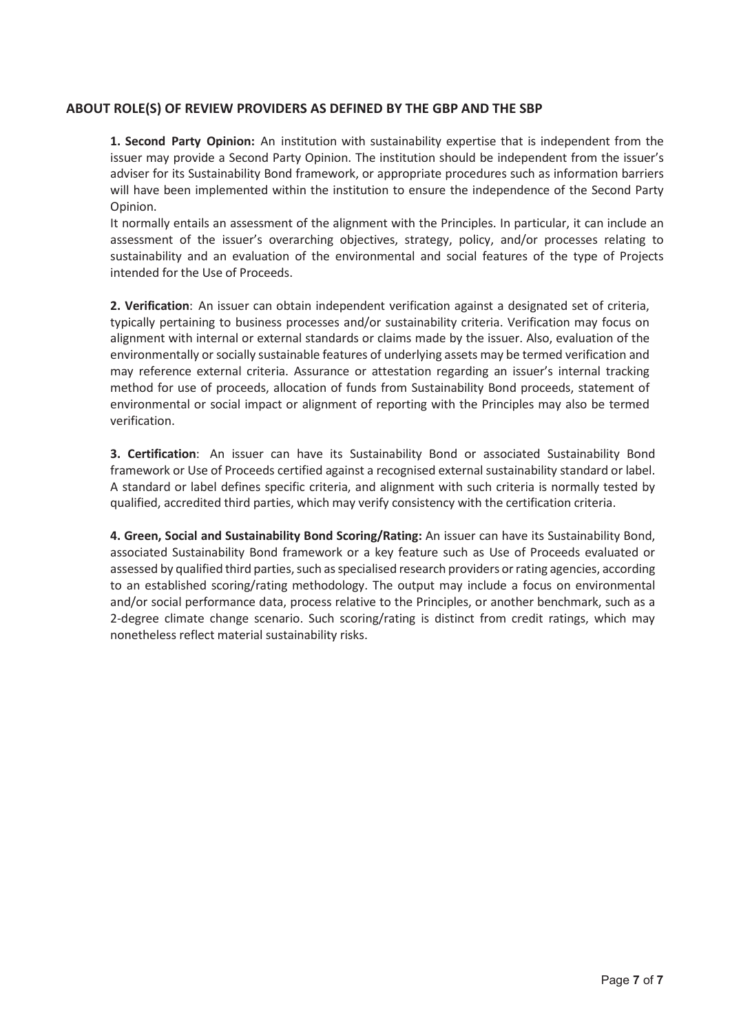## ABOUT ROLE(S) OF REVIEW PROVIDERS AS DEFINED BY THE GBP AND THE SBP

**1. Second Party Opinion:** An institution with sustainability expertise that is independent from the issuer may provide a Second Party Opinion. The institution should be independent from the issuer's adviser for its Sustainability Bond framework, or appropriate procedures such as information barriers will have been implemented within the institution to ensure the independence of the Second Party Opinion.

It normally entails an assessment of the alignment with the Principles. In particular, it can include an assessment of the issuer's overarching objectives, strategy, policy, and/or processes relating to sustainability and an evaluation of the environmental and social features of the type of Projects intended for the Use of Proceeds.

**2. Verification**: An issuer can obtain independent verification against a designated set of criteria, typically pertaining to business processes and/or sustainability criteria. Verification may focus on alignment with internal or external standards or claims made by the issuer. Also, evaluation of the environmentally or socially sustainable features of underlying assets may be termed verification and may reference external criteria. Assurance or attestation regarding an issuer's internal tracking method for use of proceeds, allocation of funds from Sustainability Bond proceeds, statement of environmental or social impact or alignment of reporting with the Principles may also be termed verification.

**3. Certification**: An issuer can have its Sustainability Bond or associated Sustainability Bond framework or Use of Proceeds certified against a recognised external sustainability standard or label. A standard or label defines specific criteria, and alignment with such criteria is normally tested by qualified, accredited third parties, which may verify consistency with the certification criteria.

**4. Green, Social and Sustainability Bond Scoring/Rating:** An issuer can have its Sustainability Bond, associated Sustainability Bond framework or a key feature such as Use of Proceeds evaluated or assessed by qualified third parties, such as specialised research providers or rating agencies, according to an established scoring/rating methodology. The output may include a focus on environmental and/or social performance data, process relative to the Principles, or another benchmark, such as a 2-degree climate change scenario. Such scoring/rating is distinct from credit ratings, which may nonetheless reflect material sustainability risks.